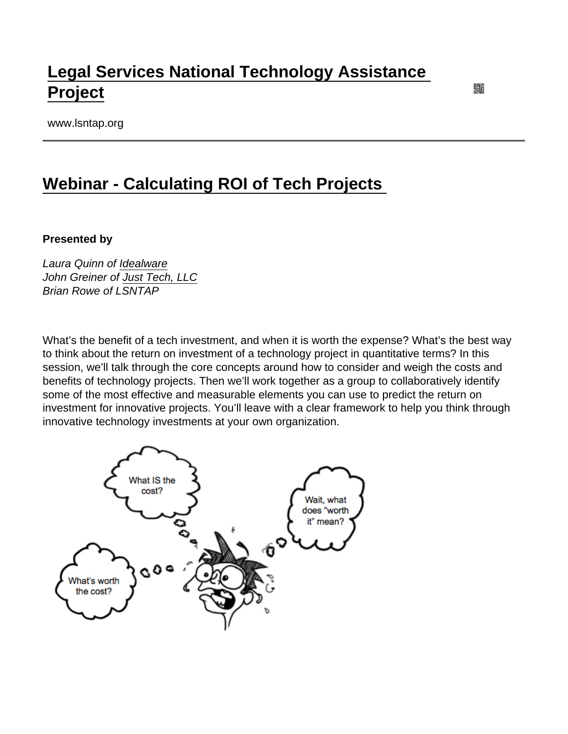# [Legal Services National Technology Assistance Project]

www.lsntap.org

## [Webinar - Calculating ROI of Tech Projects]

**Presented by**

*Laura Quinn of [Idealware]*
*John Greiner of [Just Tech, LLC]*
*Brian Rowe of LSNTAP*

What's the benefit of a tech investment, and when it is worth the expense? What's the best way to think about the return on investment of a technology project in quantitative terms? In this session, we'll talk through the core concepts around how to consider and weigh the costs and benefits of technology projects. Then we'll work together as a group to collaboratively identify some of the most effective and measurable elements you can use to predict the return on investment for innovative projects. You'll leave with a clear framework to help you think through innovative technology investments at your own organization.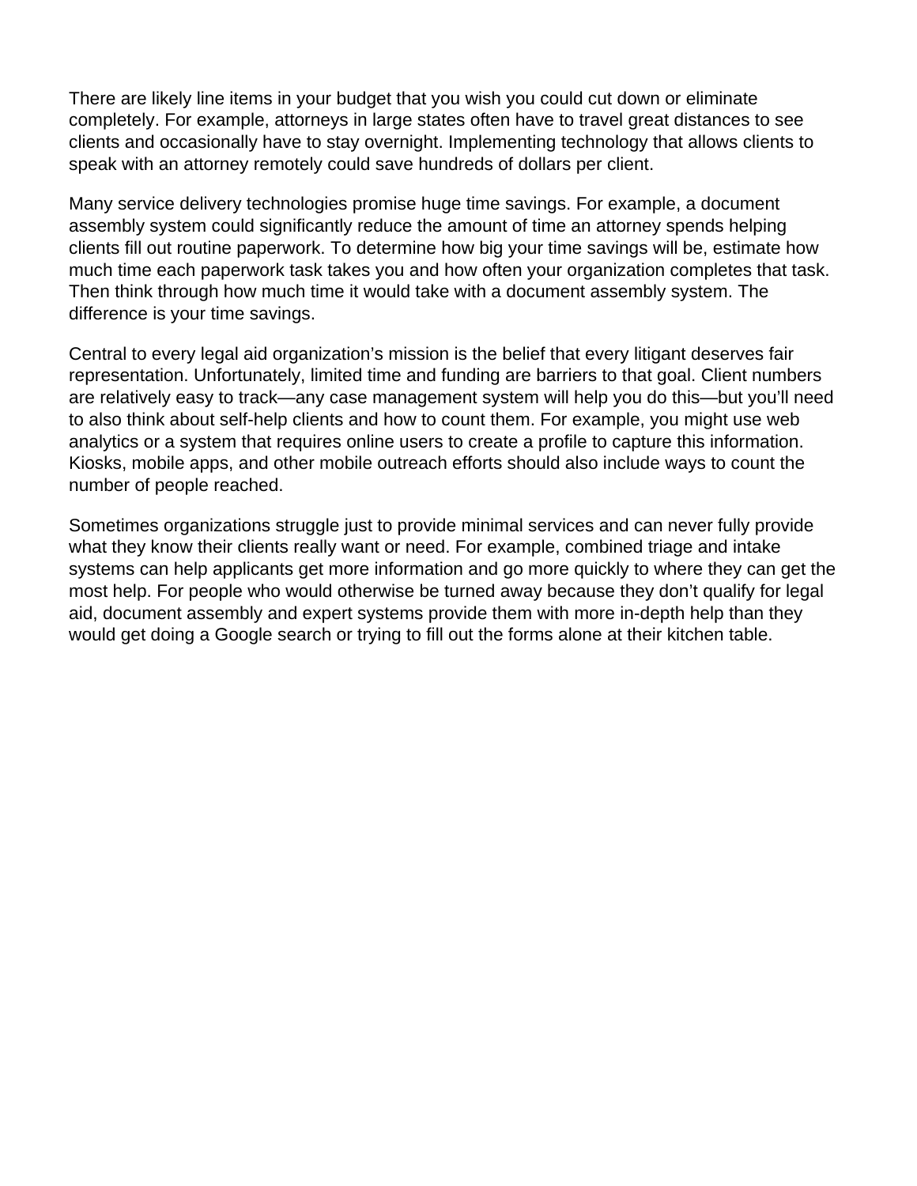There are likely line items in your budget that you wish you could cut down or eliminate completely. For example, attorneys in large states often have to travel great distances to see clients and occasionally have to stay overnight. Implementing technology that allows clients to speak with an attorney remotely could save hundreds of dollars per client.

Many service delivery technologies promise huge time savings. For example, a document assembly system could significantly reduce the amount of time an attorney spends helping clients fill out routine paperwork. To determine how big your time savings will be, estimate how much time each paperwork task takes you and how often your organization completes that task. Then think through how much time it would take with a document assembly system. The difference is your time savings.

Central to every legal aid organization's mission is the belief that every litigant deserves fair representation. Unfortunately, limited time and funding are barriers to that goal. Client numbers are relatively easy to track—any case management system will help you do this—but you'll need to also think about self-help clients and how to count them. For example, you might use web analytics or a system that requires online users to create a profile to capture this information. Kiosks, mobile apps, and other mobile outreach efforts should also include ways to count the number of people reached.

Sometimes organizations struggle just to provide minimal services and can never fully provide what they know their clients really want or need. For example, combined triage and intake systems can help applicants get more information and go more quickly to where they can get the most help. For people who would otherwise be turned away because they don't qualify for legal aid, document assembly and expert systems provide them with more in-depth help than they would get doing a Google search or trying to fill out the forms alone at their kitchen table.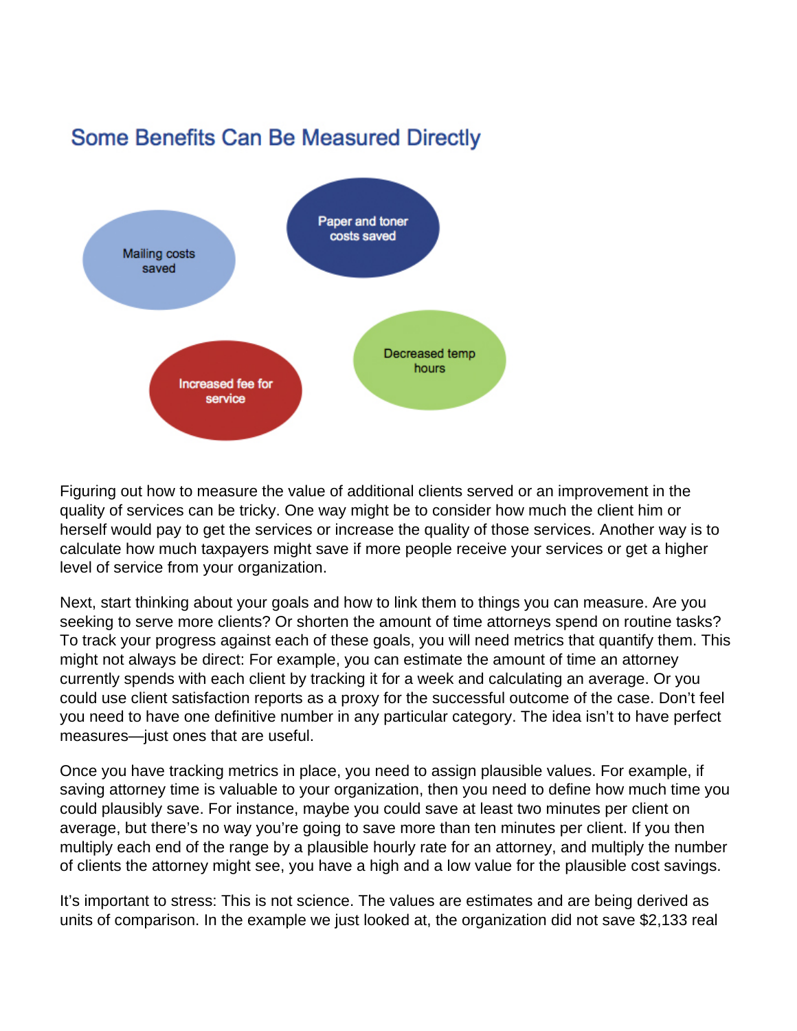## Some Benefits Can Be Measured Directly

- Mailing costs saved
- Paper and toner costs saved
- Decreased temp hours
- Increased fee for service

Figuring out how to measure the value of additional clients served or an improvement in the quality of services can be tricky. One way might be to consider how much the client him or herself would pay to get the services or increase the quality of those services. Another way is to calculate how much taxpayers might save if more people receive your services or get a higher level of service from your organization.

Next, start thinking about your goals and how to link them to things you can measure. Are you seeking to serve more clients? Or shorten the amount of time attorneys spend on routine tasks? To track your progress against each of these goals, you will need metrics that quantify them. This might not always be direct: For example, you can estimate the amount of time an attorney currently spends with each client by tracking it for a week and calculating an average. Or you could use client satisfaction reports as a proxy for the successful outcome of the case. Don't feel you need to have one definitive number in any particular category. The idea isn't to have perfect measures—just ones that are useful.

Once you have tracking metrics in place, you need to assign plausible values. For example, if saving attorney time is valuable to your organization, then you need to define how much time you could plausibly save. For instance, maybe you could save at least two minutes per client on average, but there's no way you're going to save more than ten minutes per client. If you then multiply each end of the range by a plausible hourly rate for an attorney, and multiply the number of clients the attorney might see, you have a high and a low value for the plausible cost savings.

It's important to stress: This is not science. The values are estimates and are being derived as units of comparison. In the example we just looked at, the organization did not save $2,133 real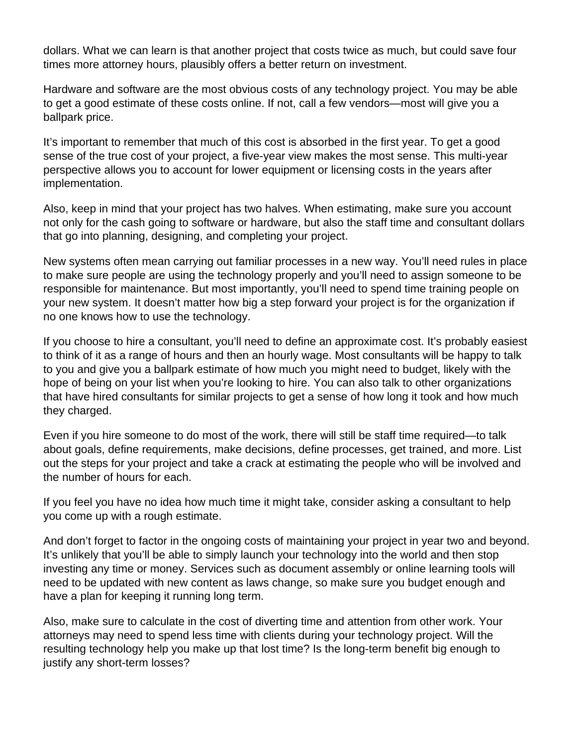dollars. What we can learn is that another project that costs twice as much, but could save four times more attorney hours, plausibly offers a better return on investment.

Hardware and software are the most obvious costs of any technology project. You may be able to get a good estimate of these costs online. If not, call a few vendors—most will give you a ballpark price.

It's important to remember that much of this cost is absorbed in the first year. To get a good sense of the true cost of your project, a five-year view makes the most sense. This multi-year perspective allows you to account for lower equipment or licensing costs in the years after implementation.

Also, keep in mind that your project has two halves. When estimating, make sure you account not only for the cash going to software or hardware, but also the staff time and consultant dollars that go into planning, designing, and completing your project.

New systems often mean carrying out familiar processes in a new way. You'll need rules in place to make sure people are using the technology properly and you'll need to assign someone to be responsible for maintenance. But most importantly, you'll need to spend time training people on your new system. It doesn't matter how big a step forward your project is for the organization if no one knows how to use the technology.

If you choose to hire a consultant, you'll need to define an approximate cost. It's probably easiest to think of it as a range of hours and then an hourly wage. Most consultants will be happy to talk to you and give you a ballpark estimate of how much you might need to budget, likely with the hope of being on your list when you're looking to hire. You can also talk to other organizations that have hired consultants for similar projects to get a sense of how long it took and how much they charged.

Even if you hire someone to do most of the work, there will still be staff time required—to talk about goals, define requirements, make decisions, define processes, get trained, and more. List out the steps for your project and take a crack at estimating the people who will be involved and the number of hours for each.

If you feel you have no idea how much time it might take, consider asking a consultant to help you come up with a rough estimate.

And don't forget to factor in the ongoing costs of maintaining your project in year two and beyond. It's unlikely that you'll be able to simply launch your technology into the world and then stop investing any time or money. Services such as document assembly or online learning tools will need to be updated with new content as laws change, so make sure you budget enough and have a plan for keeping it running long term.

Also, make sure to calculate in the cost of diverting time and attention from other work. Your attorneys may need to spend less time with clients during your technology project. Will the resulting technology help you make up that lost time? Is the long-term benefit big enough to justify any short-term losses?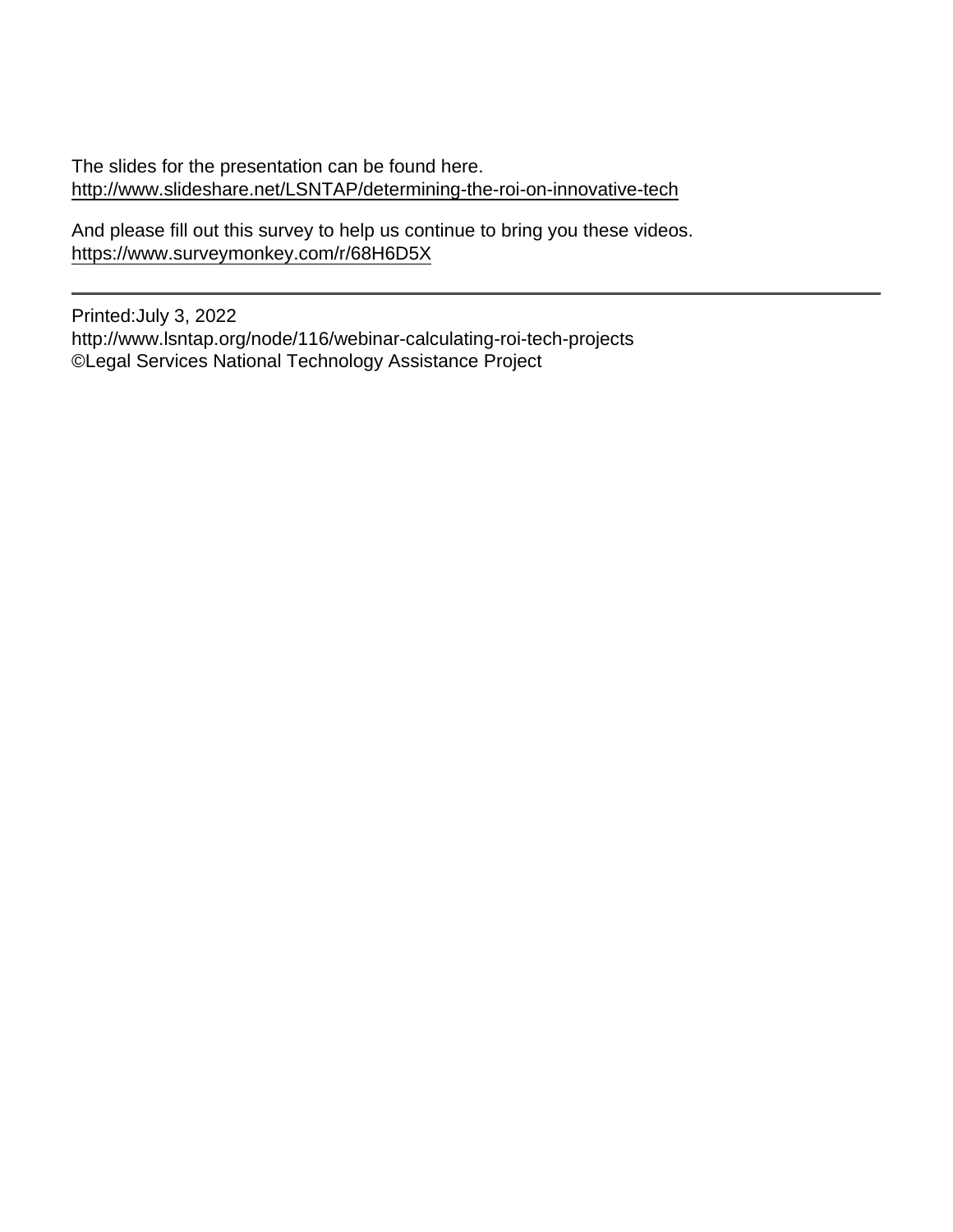The slides for the presentation can be found here.
http://www.slideshare.net/LSNTAP/determining-the-roi-on-innovative-tech

And please fill out this survey to help us continue to bring you these videos.
https://www.surveymonkey.com/r/68H6D5X

---

Printed:July 3, 2022
http://www.lsntap.org/node/116/webinar-calculating-roi-tech-projects
©Legal Services National Technology Assistance Project